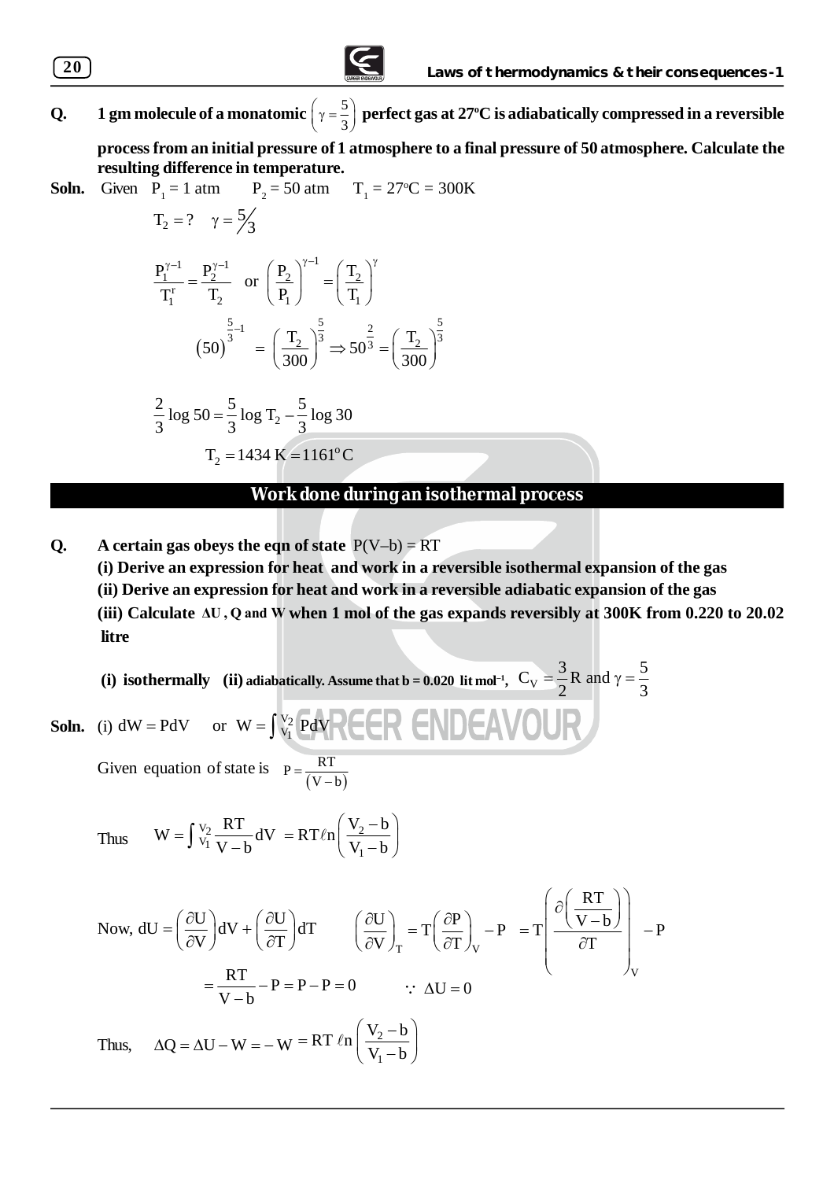**Q.** **1 gm molecule of a monatomic $\left(\gamma = \frac{5}{3}\right)$ perfect gas at 27ºC is adiabatically compressed in a reversible process from an initial pressure of 1 atmosphere to a final pressure of 50 atmosphere. Calculate the resulting difference in temperature.**

**Soln.** Given $P_1 = 1$ atm $\quad P_2 = 50$ atm $\quad T_1 = 27^oC = 300K$

$$T_2 = ? \quad \gamma = 5/3$$

$$\frac{P_1^{\gamma-1}}{T_1^r} = \frac{P_2^{\gamma-1}}{T_2} \quad \text{or} \quad \left(\frac{P_2}{P_1}\right)^{\gamma-1} = \left(\frac{T_2}{T_1}\right)^{\gamma}$$

$$(50)^{\frac{5}{3}-1} = \left(\frac{T_2}{300}\right)^{\frac{5}{3}} \Rightarrow 50^{\frac{2}{3}} = \left(\frac{T_2}{300}\right)^{\frac{5}{3}}$$

$$\frac{2}{3}\log 50 = \frac{5}{3}\log T_2 - \frac{5}{3}\log 30$$

$$T_2 = 1434\text{ K} = 1161^o\text{C}$$

## Work done during an isothermal process

**Q.** **A certain gas obeys the eqn of state** $P(V-b) = RT$

**(i) Derive an expression for heat and work in a reversible isothermal expansion of the gas**

**(ii) Derive an expression for heat and work in a reversible adiabatic expansion of the gas**

**(iii) Calculate $\Delta U$, Q and W when 1 mol of the gas expands reversibly at 300K from 0.220 to 20.02 litre**

**(i) isothermally (ii) adiabatically. Assume that b = 0.020 lit mol$^{-1}$,** $C_V = \frac{3}{2}R$ and $\gamma = \frac{5}{3}$

**Soln.** (i) $dW = PdV \quad$ or $\quad W = \int_{V_1}^{V_2} PdV$

Given equation of state is $\quad P = \frac{RT}{(V-b)}$

Thus $\quad W = \int_{V_1}^{V_2} \frac{RT}{V-b}dV = RT\ell n\left(\frac{V_2 - b}{V_1 - b}\right)$

Now, $dU = \left(\frac{\partial U}{\partial V}\right)dV + \left(\frac{\partial U}{\partial T}\right)dT \qquad \left(\frac{\partial U}{\partial V}\right)_T = T\left(\frac{\partial P}{\partial T}\right)_V - P = T\left(\frac{\partial\left(\frac{RT}{V-b}\right)}{\partial T}\right)_V - P$

$$= \frac{RT}{V-b} - P = P - P = 0 \qquad \because \Delta U = 0$$

Thus, $\quad \Delta Q = \Delta U - W = -W = RT\,\ell n\left(\frac{V_2 - b}{V_1 - b}\right)$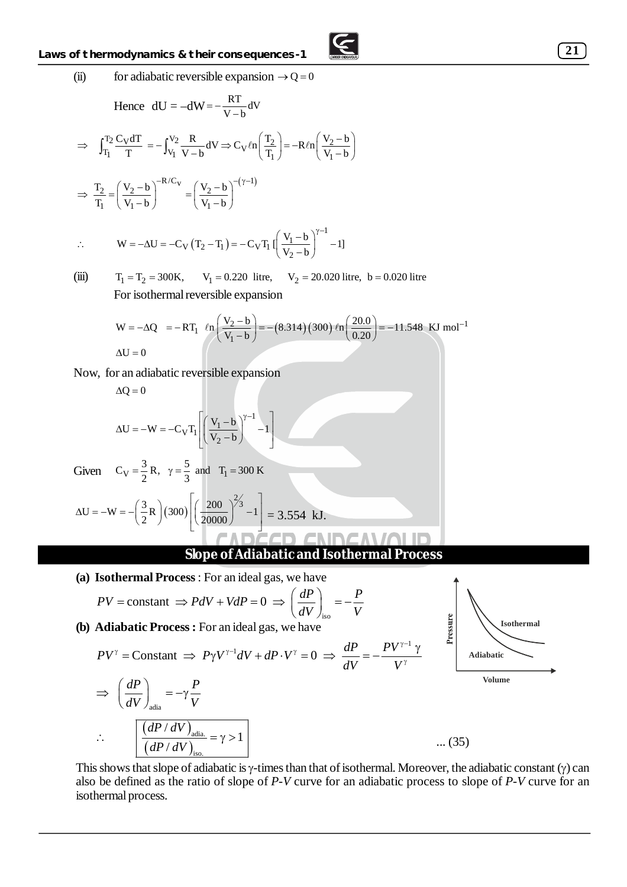(ii) for adiabatic reversible expansion $\rightarrow Q = 0$

Hence $dU = -dW = -\frac{RT}{V-b}dV$

$$\Rightarrow \int_{T_1}^{T_2} \frac{C_V dT}{T} = -\int_{V_1}^{V_2} \frac{R}{V-b} dV \Rightarrow C_V \ell n\left(\frac{T_2}{T_1}\right) = -R\ell n\left(\frac{V_2-b}{V_1-b}\right)$$

$$\Rightarrow \frac{T_2}{T_1} = \left(\frac{V_2-b}{V_1-b}\right)^{-R/C_V} = \left(\frac{V_2-b}{V_1-b}\right)^{-(\gamma-1)}$$

$$\therefore \quad W = -\Delta U = -C_V\left(T_2 - T_1\right) = -C_V T_1 \left[\left(\frac{V_1-b}{V_2-b}\right)^{\gamma-1} - 1\right]$$

(iii) $T_1 = T_2 = 300\text{K}, \quad V_1 = 0.220 \text{ litre}, \quad V_2 = 20.020 \text{ litre}, \quad b = 0.020 \text{ litre}$

For isothermal reversible expansion

$$W = -\Delta Q = -RT_1 \ \ell n\left(\frac{V_2-b}{V_1-b}\right) = -(8.314)(300)\ \ell n\left(\frac{20.0}{0.20}\right) = -11.548 \text{ KJ mol}^{-1}$$

$$\Delta U = 0$$

Now, for an adiabatic reversible expansion

$$\Delta Q = 0$$

$$\Delta U = -W = -C_V T_1\left[\left(\frac{V_1-b}{V_2-b}\right)^{\gamma-1} - 1\right]$$

Given $C_V = \frac{3}{2}R, \quad \gamma = \frac{5}{3}$ and $T_1 = 300\text{ K}$

$$\Delta U = -W = -\left(\frac{3}{2}R\right)(300)\left[\left(\frac{200}{20000}\right)^{2/3} - 1\right] = 3.554 \text{ kJ.}$$

## Slope of Adiabatic and Isothermal Process

**(a) Isothermal Process** : For an ideal gas, we have

$$PV = \text{constant} \Rightarrow PdV + VdP = 0 \Rightarrow \left(\frac{dP}{dV}\right)_{\text{iso}} = -\frac{P}{V}$$

**(b) Adiabatic Process :** For an ideal gas, we have

$$PV^\gamma = \text{Constant} \Rightarrow P\gamma V^{\gamma-1}dV + dP \cdot V^\gamma = 0 \Rightarrow \frac{dP}{dV} = -\frac{PV^{\gamma-1}\gamma}{V^\gamma}$$

$$\Rightarrow \left(\frac{dP}{dV}\right)_{\text{adia}} = -\gamma\frac{P}{V}$$

$$\therefore \quad \boxed{\frac{\left(dP/dV\right)_{\text{adia.}}}{\left(dP/dV\right)_{\text{iso.}}} = \gamma > 1} \qquad \text{... (35)}$$

Pressure
Isothermal
Adiabatic
Volume

This shows that slope of adiabatic is $\gamma$-times than that of isothermal. Moreover, the adiabatic constant ($\gamma$) can also be defined as the ratio of slope of *P-V* curve for an adiabatic process to slope of *P-V* curve for an isothermal process.